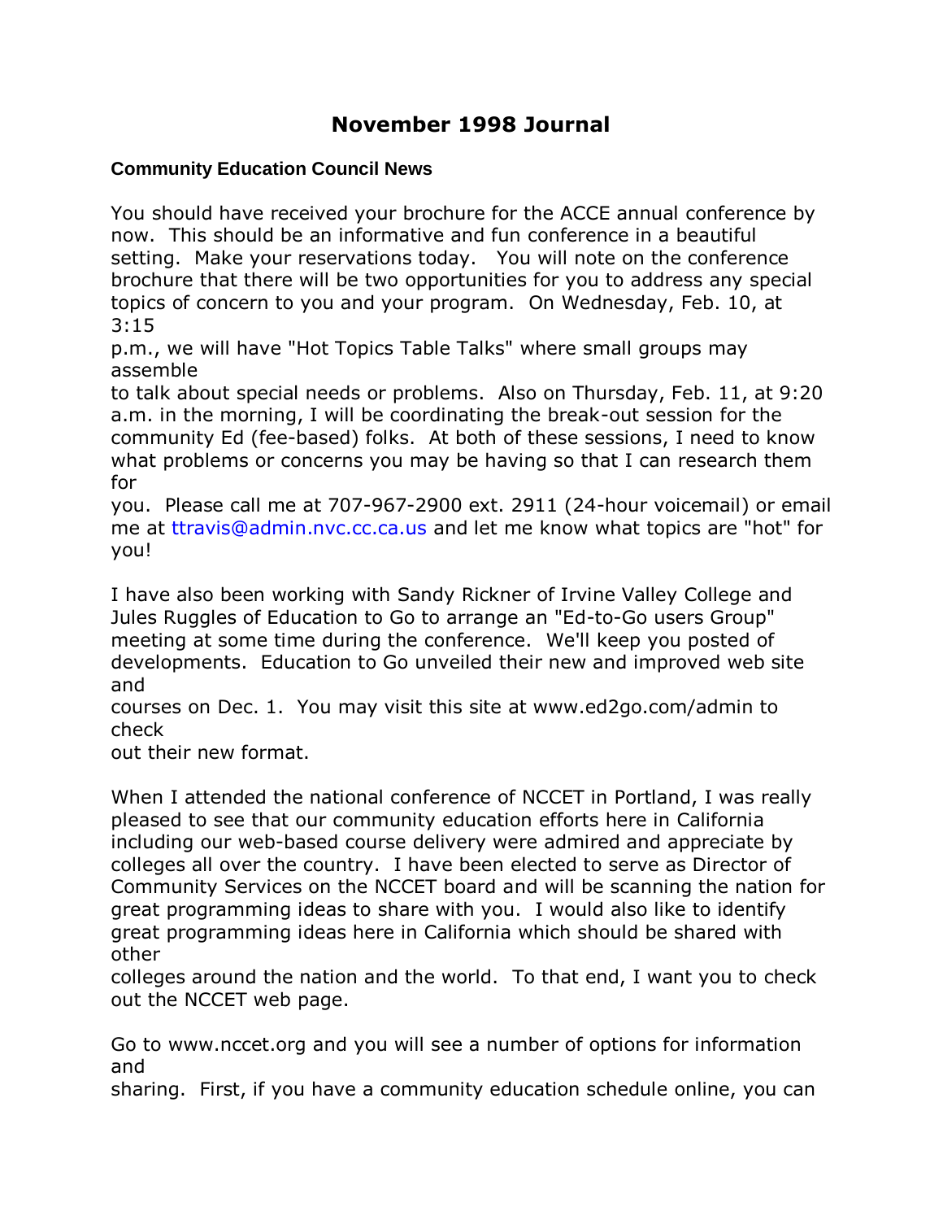# November 1998 Journal

**Community Education Council News**

You should have received your brochure for the ACCE annual conference by now. This should be an informative and fun conference in a beautiful setting. Make your reservations today. You will note on the conference brochure that there will be two opportunities for you to address any special topics of concern to you and your program. On Wednesday, Feb. 10, at 3:15 p.m., we will have "Hot Topics Table Talks" where small groups may assemble to talk about special needs or problems. Also on Thursday, Feb. 11, at 9:20 a.m. in the morning, I will be coordinating the break-out session for the community Ed (fee-based) folks. At both of these sessions, I need to know what problems or concerns you may be having so that I can research them for you. Please call me at 707-967-2900 ext. 2911 (24-hour voicemail) or email me at ttravis@admin.nvc.cc.ca.us and let me know what topics are "hot" for you!

I have also been working with Sandy Rickner of Irvine Valley College and Jules Ruggles of Education to Go to arrange an "Ed-to-Go users Group" meeting at some time during the conference. We'll keep you posted of developments. Education to Go unveiled their new and improved web site and courses on Dec. 1. You may visit this site at www.ed2go.com/admin to check out their new format.

When I attended the national conference of NCCET in Portland, I was really pleased to see that our community education efforts here in California including our web-based course delivery were admired and appreciate by colleges all over the country. I have been elected to serve as Director of Community Services on the NCCET board and will be scanning the nation for great programming ideas to share with you. I would also like to identify great programming ideas here in California which should be shared with other colleges around the nation and the world. To that end, I want you to check out the NCCET web page.

Go to www.nccet.org and you will see a number of options for information and sharing. First, if you have a community education schedule online, you can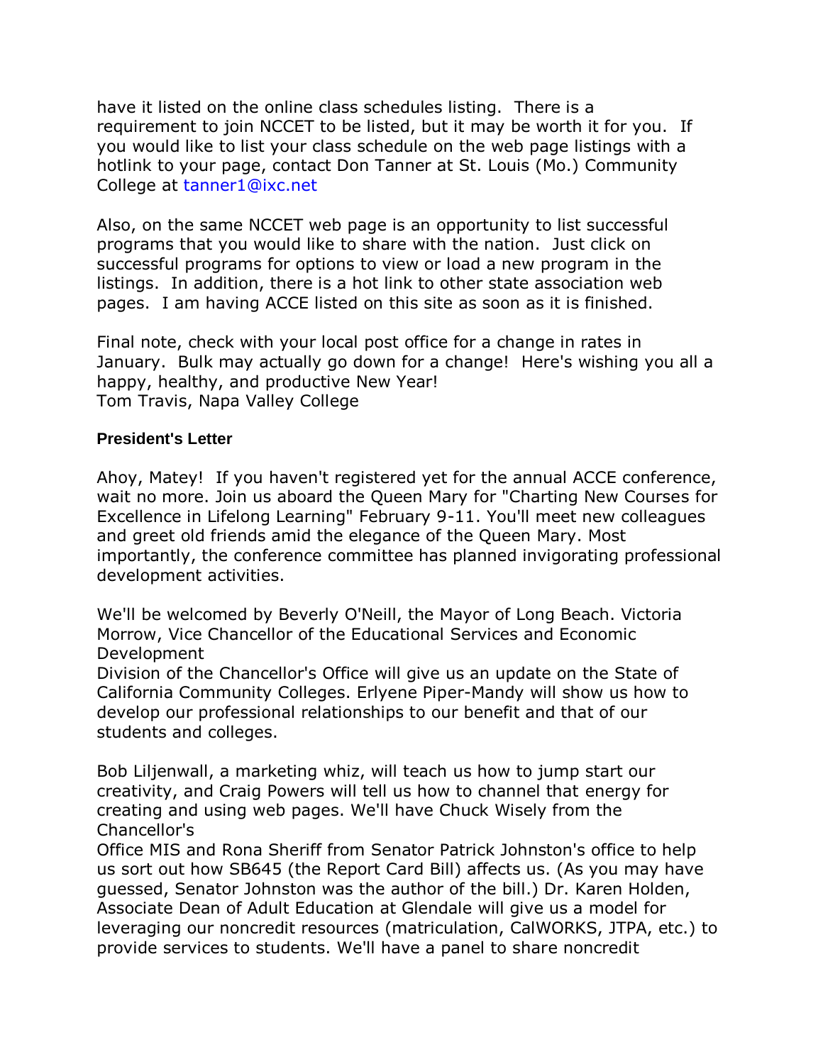have it listed on the online class schedules listing. There is a requirement to join NCCET to be listed, but it may be worth it for you. If you would like to list your class schedule on the web page listings with a hotlink to your page, contact Don Tanner at St. Louis (Mo.) Community College at tanner1@ixc.net

Also, on the same NCCET web page is an opportunity to list successful programs that you would like to share with the nation. Just click on successful programs for options to view or load a new program in the listings. In addition, there is a hot link to other state association web pages. I am having ACCE listed on this site as soon as it is finished.

Final note, check with your local post office for a change in rates in January. Bulk may actually go down for a change! Here's wishing you all a happy, healthy, and productive New Year!
Tom Travis, Napa Valley College

**President's Letter**

Ahoy, Matey! If you haven't registered yet for the annual ACCE conference, wait no more. Join us aboard the Queen Mary for "Charting New Courses for Excellence in Lifelong Learning" February 9-11. You'll meet new colleagues and greet old friends amid the elegance of the Queen Mary. Most importantly, the conference committee has planned invigorating professional development activities.

We'll be welcomed by Beverly O'Neill, the Mayor of Long Beach. Victoria Morrow, Vice Chancellor of the Educational Services and Economic Development
Division of the Chancellor's Office will give us an update on the State of California Community Colleges. Erlyene Piper-Mandy will show us how to develop our professional relationships to our benefit and that of our students and colleges.

Bob Liljenwall, a marketing whiz, will teach us how to jump start our creativity, and Craig Powers will tell us how to channel that energy for creating and using web pages. We'll have Chuck Wisely from the Chancellor's
Office MIS and Rona Sheriff from Senator Patrick Johnston's office to help us sort out how SB645 (the Report Card Bill) affects us. (As you may have guessed, Senator Johnston was the author of the bill.) Dr. Karen Holden, Associate Dean of Adult Education at Glendale will give us a model for leveraging our noncredit resources (matriculation, CalWORKS, JTPA, etc.) to provide services to students. We'll have a panel to share noncredit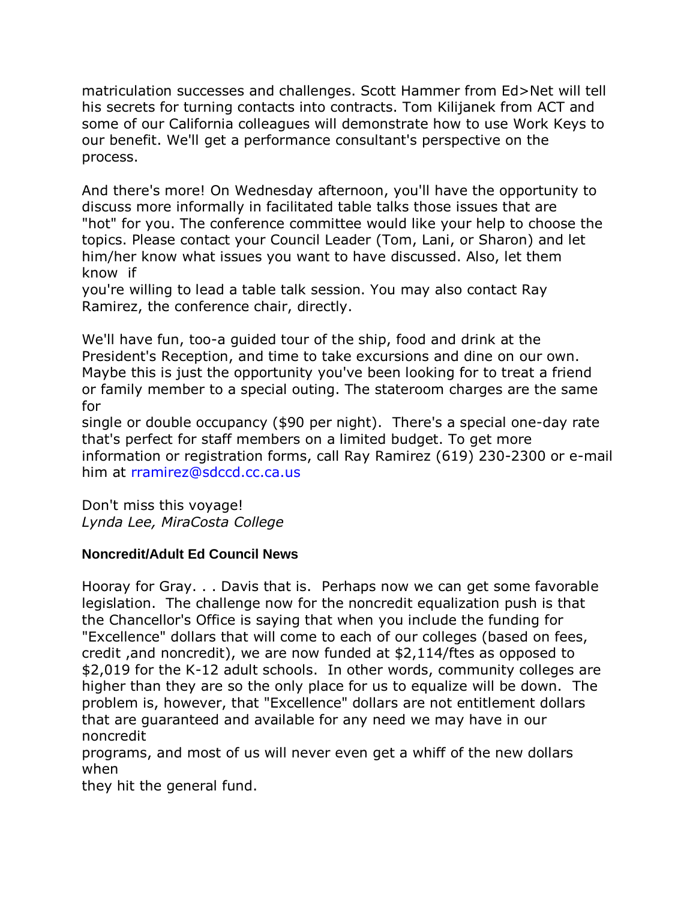matriculation successes and challenges. Scott Hammer from Ed>Net will tell his secrets for turning contacts into contracts. Tom Kilijanek from ACT and some of our California colleagues will demonstrate how to use Work Keys to our benefit. We'll get a performance consultant's perspective on the process.

And there's more! On Wednesday afternoon, you'll have the opportunity to discuss more informally in facilitated table talks those issues that are "hot" for you. The conference committee would like your help to choose the topics. Please contact your Council Leader (Tom, Lani, or Sharon) and let him/her know what issues you want to have discussed. Also, let them know if you're willing to lead a table talk session. You may also contact Ray Ramirez, the conference chair, directly.

We'll have fun, too-a guided tour of the ship, food and drink at the President's Reception, and time to take excursions and dine on our own. Maybe this is just the opportunity you've been looking for to treat a friend or family member to a special outing. The stateroom charges are the same for single or double occupancy ($90 per night). There's a special one-day rate that's perfect for staff members on a limited budget. To get more information or registration forms, call Ray Ramirez (619) 230-2300 or e-mail him at rramirez@sdccd.cc.ca.us

Don't miss this voyage!
*Lynda Lee, MiraCosta College*

#### **Noncredit/Adult Ed Council News**

Hooray for Gray. . . Davis that is. Perhaps now we can get some favorable legislation. The challenge now for the noncredit equalization push is that the Chancellor's Office is saying that when you include the funding for "Excellence" dollars that will come to each of our colleges (based on fees, credit ,and noncredit), we are now funded at $2,114/ftes as opposed to $2,019 for the K-12 adult schools. In other words, community colleges are higher than they are so the only place for us to equalize will be down. The problem is, however, that "Excellence" dollars are not entitlement dollars that are guaranteed and available for any need we may have in our noncredit programs, and most of us will never even get a whiff of the new dollars when they hit the general fund.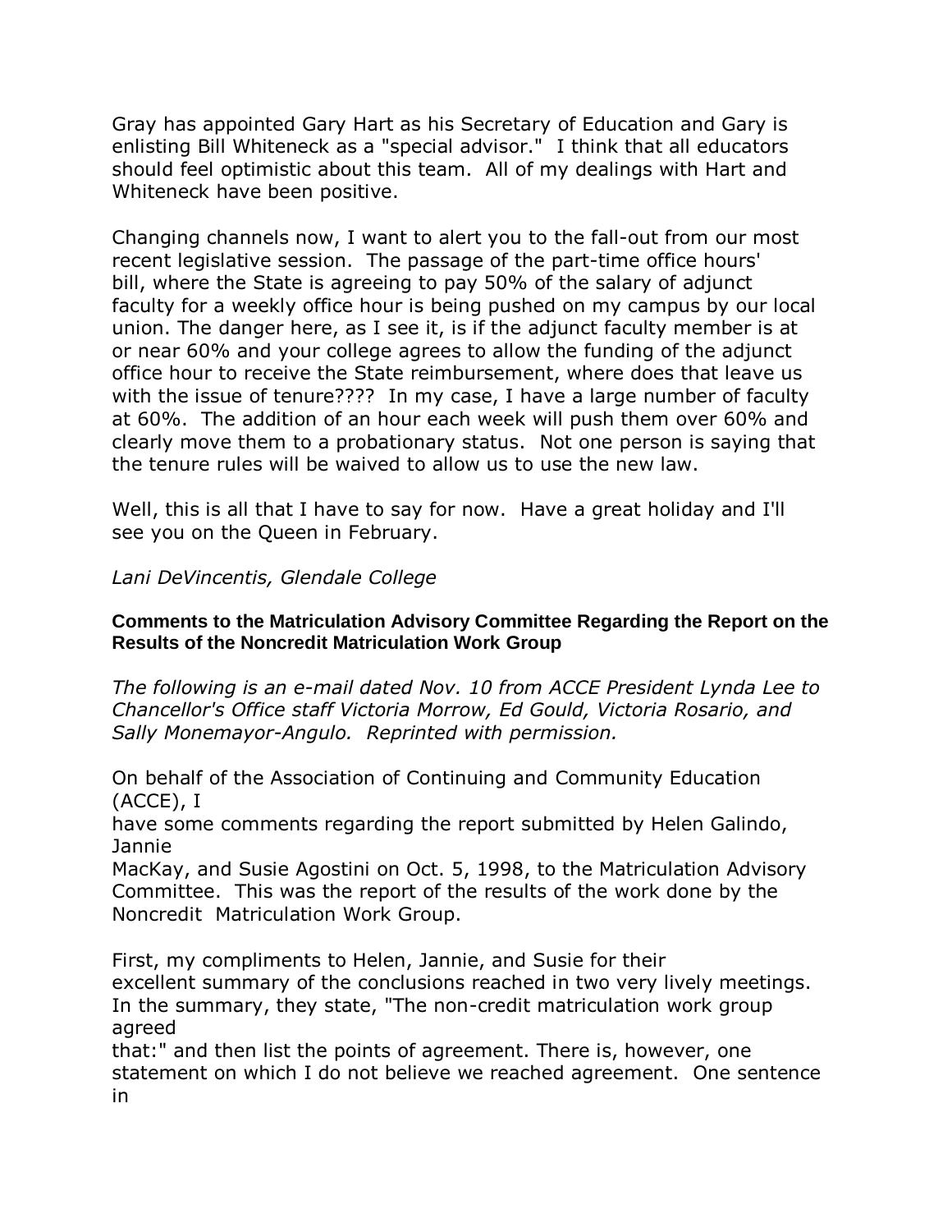Gray has appointed Gary Hart as his Secretary of Education and Gary is enlisting Bill Whiteneck as a "special advisor." I think that all educators should feel optimistic about this team. All of my dealings with Hart and Whiteneck have been positive.

Changing channels now, I want to alert you to the fall-out from our most recent legislative session. The passage of the part-time office hours' bill, where the State is agreeing to pay 50% of the salary of adjunct faculty for a weekly office hour is being pushed on my campus by our local union. The danger here, as I see it, is if the adjunct faculty member is at or near 60% and your college agrees to allow the funding of the adjunct office hour to receive the State reimbursement, where does that leave us with the issue of tenure???? In my case, I have a large number of faculty at 60%. The addition of an hour each week will push them over 60% and clearly move them to a probationary status. Not one person is saying that the tenure rules will be waived to allow us to use the new law.

Well, this is all that I have to say for now. Have a great holiday and I'll see you on the Queen in February.

*Lani DeVincentis, Glendale College*

**Comments to the Matriculation Advisory Committee Regarding the Report on the Results of the Noncredit Matriculation Work Group**

*The following is an e-mail dated Nov. 10 from ACCE President Lynda Lee to Chancellor's Office staff Victoria Morrow, Ed Gould, Victoria Rosario, and Sally Monemayor-Angulo. Reprinted with permission.*

On behalf of the Association of Continuing and Community Education (ACCE), I have some comments regarding the report submitted by Helen Galindo, Jannie MacKay, and Susie Agostini on Oct. 5, 1998, to the Matriculation Advisory Committee. This was the report of the results of the work done by the Noncredit Matriculation Work Group.

First, my compliments to Helen, Jannie, and Susie for their excellent summary of the conclusions reached in two very lively meetings. In the summary, they state, "The non-credit matriculation work group agreed that:" and then list the points of agreement. There is, however, one statement on which I do not believe we reached agreement. One sentence in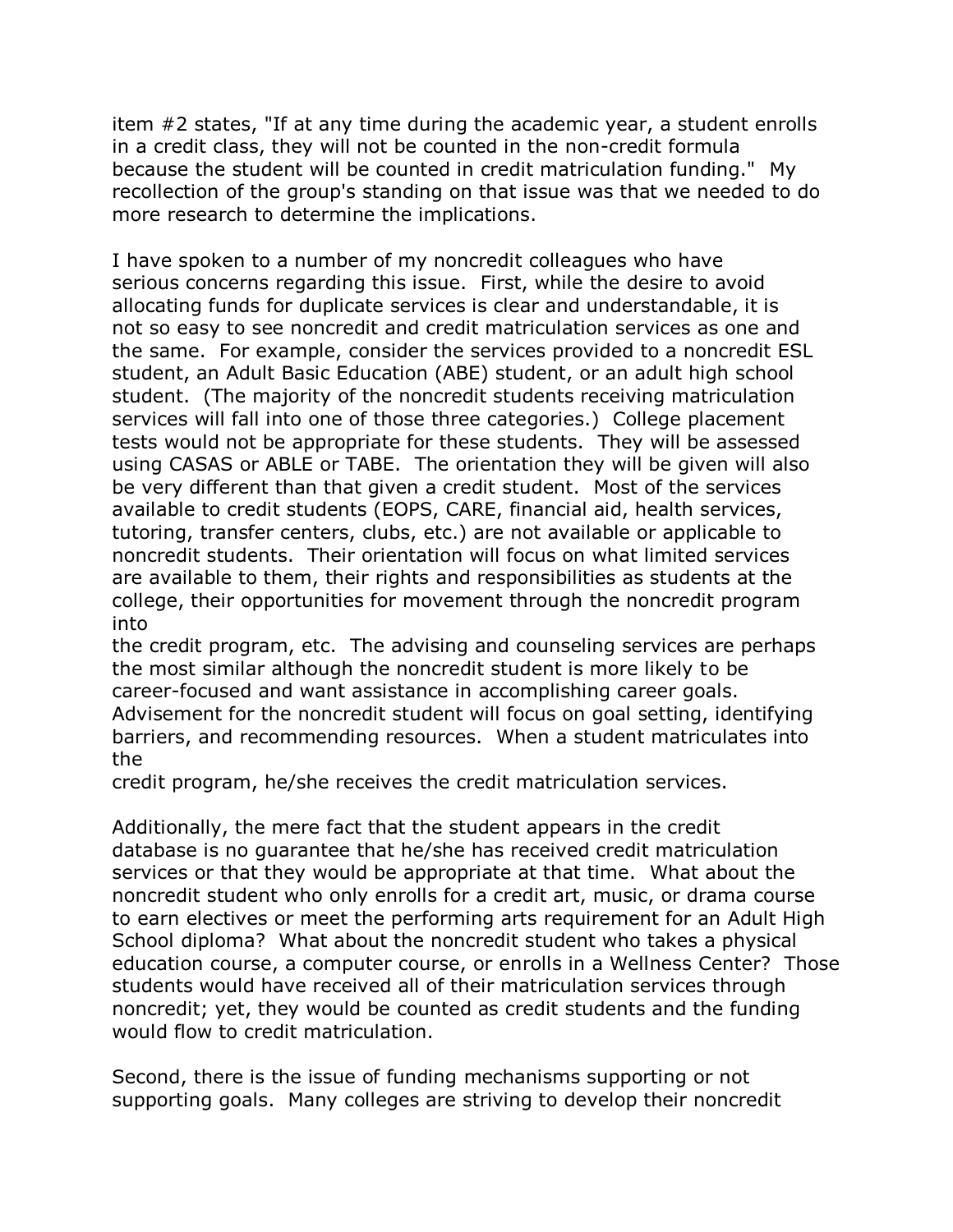item #2 states, "If at any time during the academic year, a student enrolls in a credit class, they will not be counted in the non-credit formula because the student will be counted in credit matriculation funding." My recollection of the group's standing on that issue was that we needed to do more research to determine the implications.

I have spoken to a number of my noncredit colleagues who have serious concerns regarding this issue. First, while the desire to avoid allocating funds for duplicate services is clear and understandable, it is not so easy to see noncredit and credit matriculation services as one and the same. For example, consider the services provided to a noncredit ESL student, an Adult Basic Education (ABE) student, or an adult high school student. (The majority of the noncredit students receiving matriculation services will fall into one of those three categories.) College placement tests would not be appropriate for these students. They will be assessed using CASAS or ABLE or TABE. The orientation they will be given will also be very different than that given a credit student. Most of the services available to credit students (EOPS, CARE, financial aid, health services, tutoring, transfer centers, clubs, etc.) are not available or applicable to noncredit students. Their orientation will focus on what limited services are available to them, their rights and responsibilities as students at the college, their opportunities for movement through the noncredit program into the credit program, etc. The advising and counseling services are perhaps the most similar although the noncredit student is more likely to be career-focused and want assistance in accomplishing career goals. Advisement for the noncredit student will focus on goal setting, identifying barriers, and recommending resources. When a student matriculates into the credit program, he/she receives the credit matriculation services.

Additionally, the mere fact that the student appears in the credit database is no guarantee that he/she has received credit matriculation services or that they would be appropriate at that time. What about the noncredit student who only enrolls for a credit art, music, or drama course to earn electives or meet the performing arts requirement for an Adult High School diploma? What about the noncredit student who takes a physical education course, a computer course, or enrolls in a Wellness Center? Those students would have received all of their matriculation services through noncredit; yet, they would be counted as credit students and the funding would flow to credit matriculation.

Second, there is the issue of funding mechanisms supporting or not supporting goals. Many colleges are striving to develop their noncredit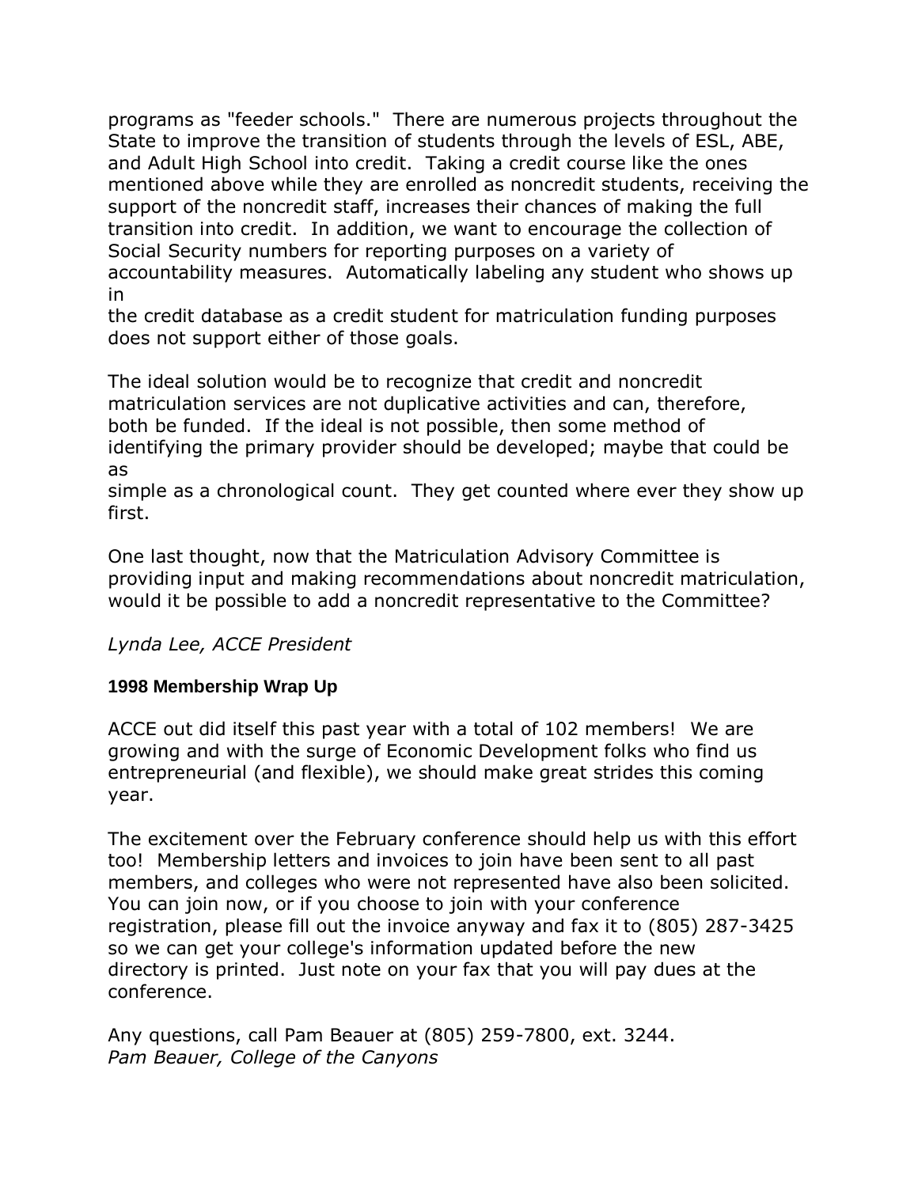programs as "feeder schools." There are numerous projects throughout the State to improve the transition of students through the levels of ESL, ABE, and Adult High School into credit. Taking a credit course like the ones mentioned above while they are enrolled as noncredit students, receiving the support of the noncredit staff, increases their chances of making the full transition into credit. In addition, we want to encourage the collection of Social Security numbers for reporting purposes on a variety of accountability measures. Automatically labeling any student who shows up in the credit database as a credit student for matriculation funding purposes does not support either of those goals.

The ideal solution would be to recognize that credit and noncredit matriculation services are not duplicative activities and can, therefore, both be funded. If the ideal is not possible, then some method of identifying the primary provider should be developed; maybe that could be as simple as a chronological count. They get counted where ever they show up first.

One last thought, now that the Matriculation Advisory Committee is providing input and making recommendations about noncredit matriculation, would it be possible to add a noncredit representative to the Committee?

*Lynda Lee, ACCE President*

### 1998 Membership Wrap Up

ACCE out did itself this past year with a total of 102 members! We are growing and with the surge of Economic Development folks who find us entrepreneurial (and flexible), we should make great strides this coming year.

The excitement over the February conference should help us with this effort too! Membership letters and invoices to join have been sent to all past members, and colleges who were not represented have also been solicited. You can join now, or if you choose to join with your conference registration, please fill out the invoice anyway and fax it to (805) 287-3425 so we can get your college's information updated before the new directory is printed. Just note on your fax that you will pay dues at the conference.

Any questions, call Pam Beauer at (805) 259-7800, ext. 3244.
*Pam Beauer, College of the Canyons*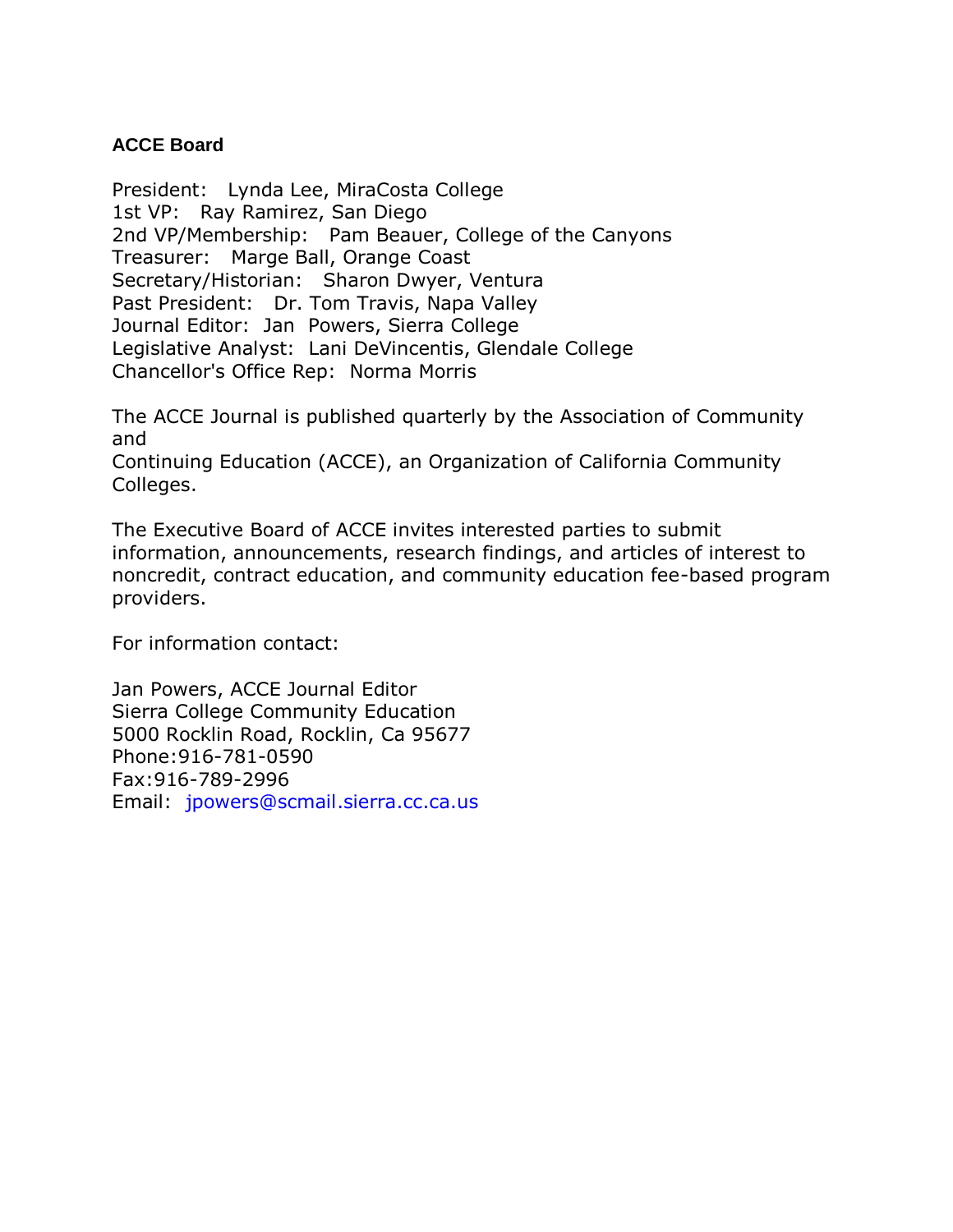**ACCE Board**

President: Lynda Lee, MiraCosta College
1st VP: Ray Ramirez, San Diego
2nd VP/Membership: Pam Beauer, College of the Canyons
Treasurer: Marge Ball, Orange Coast
Secretary/Historian: Sharon Dwyer, Ventura
Past President: Dr. Tom Travis, Napa Valley
Journal Editor: Jan Powers, Sierra College
Legislative Analyst: Lani DeVincentis, Glendale College
Chancellor's Office Rep: Norma Morris

The ACCE Journal is published quarterly by the Association of Community and
Continuing Education (ACCE), an Organization of California Community Colleges.

The Executive Board of ACCE invites interested parties to submit information, announcements, research findings, and articles of interest to noncredit, contract education, and community education fee-based program providers.

For information contact:

Jan Powers, ACCE Journal Editor
Sierra College Community Education
5000 Rocklin Road, Rocklin, Ca 95677
Phone:916-781-0590
Fax:916-789-2996
Email: jpowers@scmail.sierra.cc.ca.us